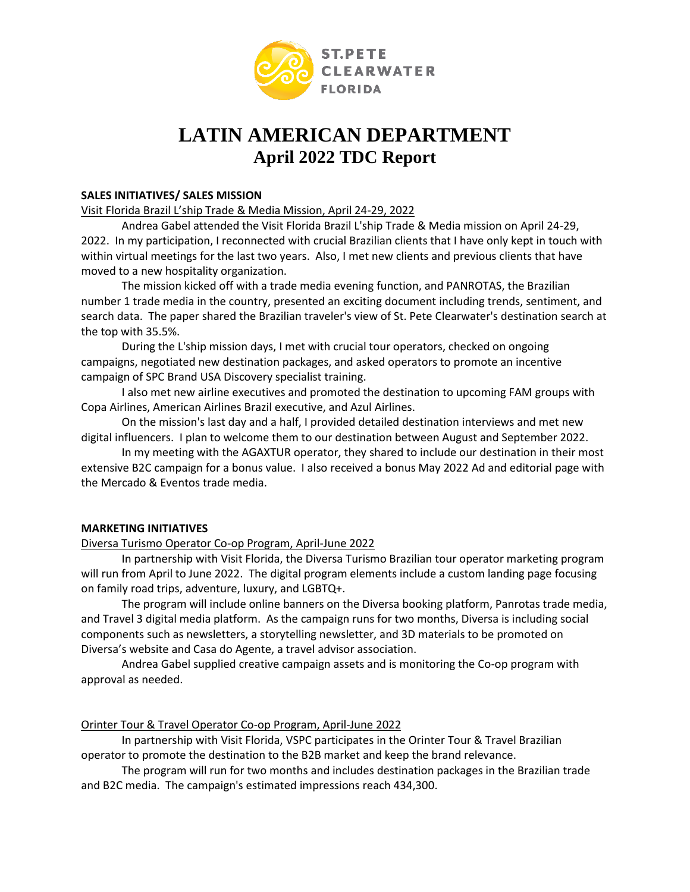# LATIN AMERICAN DEPARTMENT
## April 2022 TDC Report

**SALES INITIATIVES/ SALES MISSION**

Visit Florida Brazil L'ship Trade & Media Mission, April 24-29, 2022

Andrea Gabel attended the Visit Florida Brazil L'ship Trade & Media mission on April 24-29, 2022. In my participation, I reconnected with crucial Brazilian clients that I have only kept in touch with within virtual meetings for the last two years. Also, I met new clients and previous clients that have moved to a new hospitality organization.

The mission kicked off with a trade media evening function, and PANROTAS, the Brazilian number 1 trade media in the country, presented an exciting document including trends, sentiment, and search data. The paper shared the Brazilian traveler's view of St. Pete Clearwater's destination search at the top with 35.5%.

During the L'ship mission days, I met with crucial tour operators, checked on ongoing campaigns, negotiated new destination packages, and asked operators to promote an incentive campaign of SPC Brand USA Discovery specialist training.

I also met new airline executives and promoted the destination to upcoming FAM groups with Copa Airlines, American Airlines Brazil executive, and Azul Airlines.

On the mission's last day and a half, I provided detailed destination interviews and met new digital influencers. I plan to welcome them to our destination between August and September 2022.

In my meeting with the AGAXTUR operator, they shared to include our destination in their most extensive B2C campaign for a bonus value. I also received a bonus May 2022 Ad and editorial page with the Mercado & Eventos trade media.

**MARKETING INITIATIVES**

Diversa Turismo Operator Co-op Program, April-June 2022

In partnership with Visit Florida, the Diversa Turismo Brazilian tour operator marketing program will run from April to June 2022. The digital program elements include a custom landing page focusing on family road trips, adventure, luxury, and LGBTQ+.

The program will include online banners on the Diversa booking platform, Panrotas trade media, and Travel 3 digital media platform. As the campaign runs for two months, Diversa is including social components such as newsletters, a storytelling newsletter, and 3D materials to be promoted on Diversa's website and Casa do Agente, a travel advisor association.

Andrea Gabel supplied creative campaign assets and is monitoring the Co-op program with approval as needed.

Orinter Tour & Travel Operator Co-op Program, April-June 2022

In partnership with Visit Florida, VSPC participates in the Orinter Tour & Travel Brazilian operator to promote the destination to the B2B market and keep the brand relevance.

The program will run for two months and includes destination packages in the Brazilian trade and B2C media. The campaign's estimated impressions reach 434,300.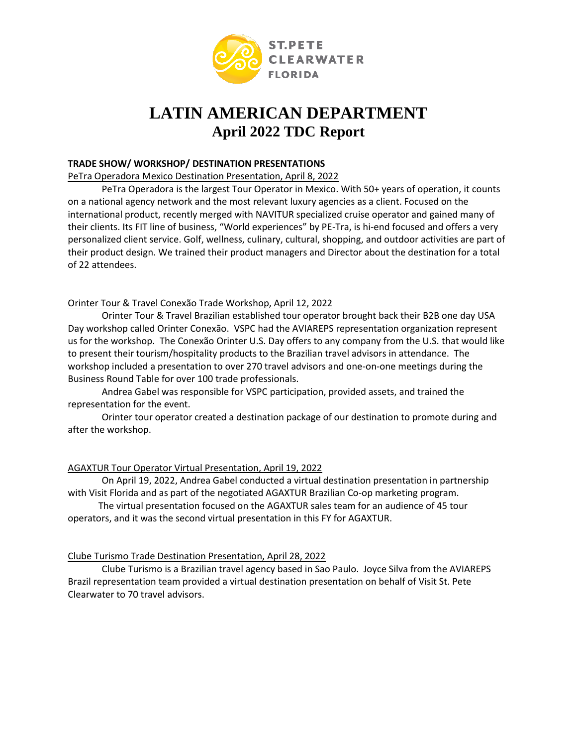# LATIN AMERICAN DEPARTMENT

## April 2022 TDC Report

**TRADE SHOW/ WORKSHOP/ DESTINATION PRESENTATIONS**

PeTra Operadora Mexico Destination Presentation, April 8, 2022

PeTra Operadora is the largest Tour Operator in Mexico. With 50+ years of operation, it counts on a national agency network and the most relevant luxury agencies as a client. Focused on the international product, recently merged with NAVITUR specialized cruise operator and gained many of their clients. Its FIT line of business, "World experiences" by PE-Tra, is hi-end focused and offers a very personalized client service. Golf, wellness, culinary, cultural, shopping, and outdoor activities are part of their product design. We trained their product managers and Director about the destination for a total of 22 attendees.

Orinter Tour & Travel Conexão Trade Workshop, April 12, 2022

Orinter Tour & Travel Brazilian established tour operator brought back their B2B one day USA Day workshop called Orinter Conexão. VSPC had the AVIAREPS representation organization represent us for the workshop. The Conexão Orinter U.S. Day offers to any company from the U.S. that would like to present their tourism/hospitality products to the Brazilian travel advisors in attendance. The workshop included a presentation to over 270 travel advisors and one-on-one meetings during the Business Round Table for over 100 trade professionals.

Andrea Gabel was responsible for VSPC participation, provided assets, and trained the representation for the event.

Orinter tour operator created a destination package of our destination to promote during and after the workshop.

AGAXTUR Tour Operator Virtual Presentation, April 19, 2022

On April 19, 2022, Andrea Gabel conducted a virtual destination presentation in partnership with Visit Florida and as part of the negotiated AGAXTUR Brazilian Co-op marketing program.

The virtual presentation focused on the AGAXTUR sales team for an audience of 45 tour operators, and it was the second virtual presentation in this FY for AGAXTUR.

Clube Turismo Trade Destination Presentation, April 28, 2022

Clube Turismo is a Brazilian travel agency based in Sao Paulo. Joyce Silva from the AVIAREPS Brazil representation team provided a virtual destination presentation on behalf of Visit St. Pete Clearwater to 70 travel advisors.